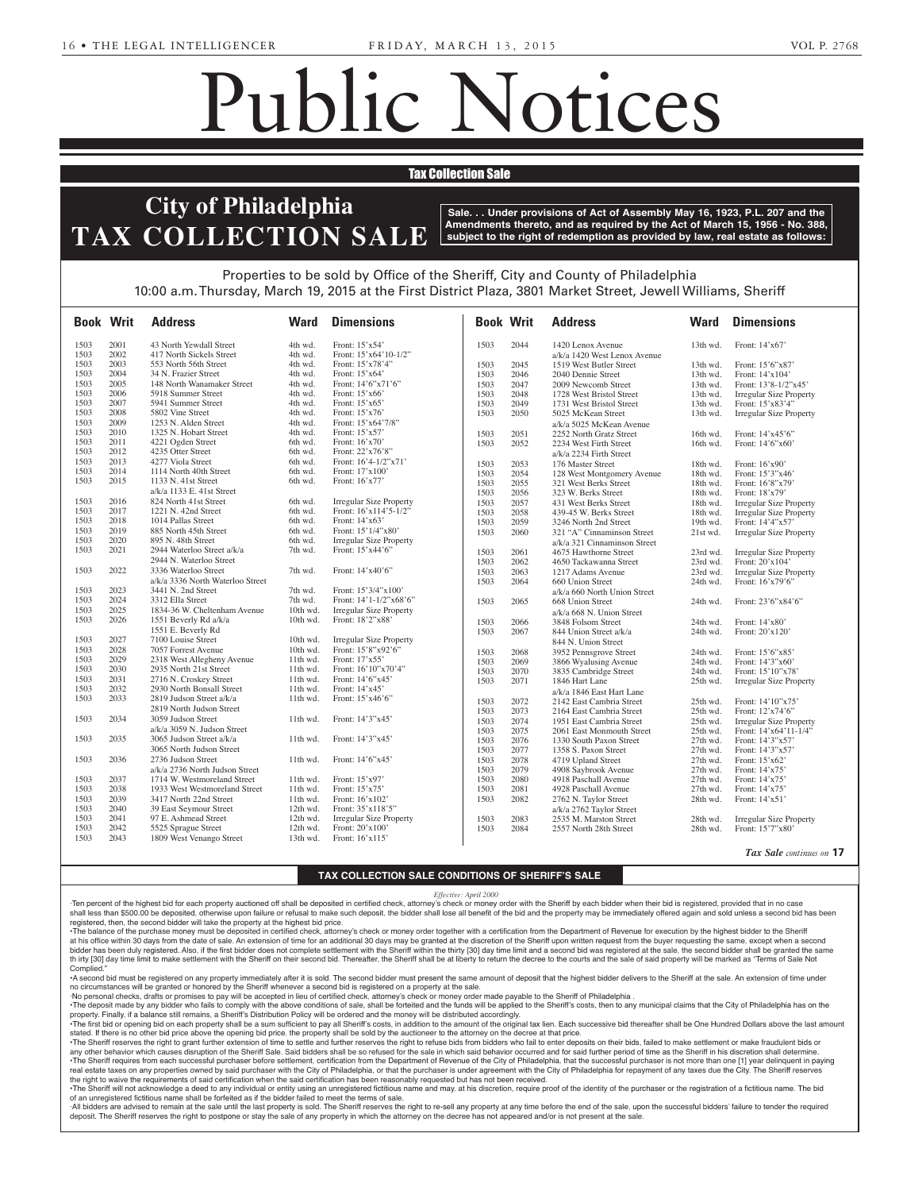# Public Notices

## Tax Collection Sale

# City of Philadelphia TAX COLLECTION SALE

**Sale. . . Under provisions of Act of Assembly May 16, 1923, P.L. 207 and the Amendments thereto, and as required by the Act of March 15, 1956 - No. 388, subject to the right of redemption as provided by law, real estate as follows:**

Properties to be sold by Office of the Sheriff, City and County of Philadelphia
10:00 a.m. Thursday, March 19, 2015 at the First District Plaza, 3801 Market Street, Jewell Williams, Sheriff

| Book | Writ | Address | Ward | Dimensions |
|---|---|---|---|---|
| 1503 | 2001 | 43 North Yewdall Street | 4th wd. | Front: 15'x54' |
| 1503 | 2002 | 417 North Sickels Street | 4th wd. | Front: 15'x64'10-1/2" |
| 1503 | 2003 | 553 North 56th Street | 4th wd. | Front: 15'x78'4" |
| 1503 | 2004 | 34 N. Frazier Street | 4th wd. | Front: 15'x64' |
| 1503 | 2005 | 148 North Wanamaker Street | 4th wd. | Front: 14'6"x71'6" |
| 1503 | 2006 | 5918 Summer Street | 4th wd. | Front: 15'x66' |
| 1503 | 2007 | 5941 Summer Street | 4th wd. | Front: 15'x65' |
| 1503 | 2008 | 5802 Vine Street | 4th wd. | Front: 15'x76' |
| 1503 | 2009 | 1253 N. Alden Street | 4th wd. | Front: 15'x64'7/8" |
| 1503 | 2010 | 1325 N. Hobart Street | 4th wd. | Front: 15'x57' |
| 1503 | 2011 | 4221 Ogden Street | 6th wd. | Front: 16'x70' |
| 1503 | 2012 | 4235 Otter Street | 6th wd. | Front: 22'x76'8" |
| 1503 | 2013 | 4277 Viola Street | 6th wd. | Front: 16'4-1/2"x71' |
| 1503 | 2014 | 1114 North 40th Street | 6th wd. | Front: 17'x100' |
| 1503 | 2015 | 1133 N. 41st Street a/k/a 1133 E. 41st Street | 6th wd. | Front: 16'x77' |
| 1503 | 2016 | 824 North 41st Street | 6th wd. | Irregular Size Property |
| 1503 | 2017 | 1221 N. 42nd Street | 6th wd. | Front: 16'x114'5-1/2" |
| 1503 | 2018 | 1014 Pallas Street | 6th wd. | Front: 14'x63' |
| 1503 | 2019 | 885 North 45th Street | 6th wd. | Front: 15'1/4"x80' |
| 1503 | 2020 | 895 N. 48th Street | 6th wd. | Irregular Size Property |
| 1503 | 2021 | 2944 Waterloo Street a/k/a 2944 N. Waterloo Street | 7th wd. | Front: 15'x44'6" |
| 1503 | 2022 | 3336 Waterloo Street a/k/a 3336 North Waterloo Street | 7th wd. | Front: 14'x40'6" |
| 1503 | 2023 | 3441 N. 2nd Street | 7th wd. | Front: 15'3/4"x100' |
| 1503 | 2024 | 3312 Ella Street | 7th wd. | Front: 14'1-1/2"x68'6" |
| 1503 | 2025 | 1834-36 W. Cheltenham Avenue | 10th wd. | Irregular Size Property |
| 1503 | 2026 | 1551 Beverly Rd a/k/a 1551 E. Beverly Rd | 10th wd. | Front: 18'2"x88' |
| 1503 | 2027 | 7100 Louise Street | 10th wd. | Irregular Size Property |
| 1503 | 2028 | 7057 Forrest Avenue | 10th wd. | Front: 15'8"x92'6" |
| 1503 | 2029 | 2318 West Allegheny Avenue | 11th wd. | Front: 17'x55' |
| 1503 | 2030 | 2935 North 21st Street | 11th wd. | Front: 16'10"x70'4" |
| 1503 | 2031 | 2716 N. Croskey Street | 11th wd. | Front: 14'6"x45' |
| 1503 | 2032 | 2930 North Bonsall Street | 11th wd. | Front: 14'x45' |
| 1503 | 2033 | 2819 Judson Street a/k/a 2819 North Judson Street | 11th wd. | Front: 15'x46'6" |
| 1503 | 2034 | 3059 Judson Street a/k/a 3059 N. Judson Street | 11th wd. | Front: 14'3"x45' |
| 1503 | 2035 | 3065 Judson Street a/k/a 3065 North Judson Street | 11th wd. | Front: 14'3"x45' |
| 1503 | 2036 | 2736 Judson Street a/k/a 2736 North Judson Street | 11th wd. | Front: 14'6"x45' |
| 1503 | 2037 | 1714 W. Westmoreland Street | 11th wd. | Front: 15'x97' |
| 1503 | 2038 | 1933 West Westmoreland Street | 11th wd. | Front: 15'x75' |
| 1503 | 2039 | 3417 North 22nd Street | 11th wd. | Front: 16'x102' |
| 1503 | 2040 | 39 East Seymour Street | 12th wd. | Front: 35'x118'5" |
| 1503 | 2041 | 97 E. Ashmead Street | 12th wd. | Irregular Size Property |
| 1503 | 2042 | 5525 Sprague Street | 12th wd. | Front: 20'x100' |
| 1503 | 2043 | 1809 West Venango Street | 13th wd. | Front: 16'x115' |
| 1503 | 2044 | 1420 Lenox Avenue a/k/a 1420 West Lenox Avenue | 13th wd. | Front: 14'x67' |
| 1503 | 2045 | 1519 West Butler Street | 13th wd. | Front: 15'6"x87' |
| 1503 | 2046 | 2040 Dennie Street | 13th wd. | Front: 14'x104' |
| 1503 | 2047 | 2009 Newcomb Street | 13th wd. | Front: 13'8-1/2"x45' |
| 1503 | 2048 | 1728 West Bristol Street | 13th wd. | Irregular Size Property |
| 1503 | 2049 | 1731 West Bristol Street | 13th wd. | Front: 15'x83'4" |
| 1503 | 2050 | 5025 McKean Street a/k/a 5025 McKean Avenue | 13th wd. | Irregular Size Property |
| 1503 | 2051 | 2252 North Gratz Street | 16th wd. | Front: 14'x45'6" |
| 1503 | 2052 | 2234 West Firth Street a/k/a 2234 Firth Street | 16th wd. | Front: 14'6"x60' |
| 1503 | 2053 | 176 Master Street | 18th wd. | Front: 16'x90' |
| 1503 | 2054 | 128 West Montgomery Avenue | 18th wd. | Front: 15'3"x46' |
| 1503 | 2055 | 321 West Berks Street | 18th wd. | Front: 16'8"x79' |
| 1503 | 2056 | 323 W. Berks Street | 18th wd. | Front: 18'x79' |
| 1503 | 2057 | 431 West Berks Street | 18th wd. | Irregular Size Property |
| 1503 | 2058 | 439-45 W. Berks Street | 18th wd. | Irregular Size Property |
| 1503 | 2059 | 3246 North 2nd Street | 19th wd. | Front: 14'4"x57' |
| 1503 | 2060 | 321 "A" Cinnaminson Street a/k/a 321 Cinnaminson Street | 21st wd. | Irregular Size Property |
| 1503 | 2061 | 4675 Hawthorne Street | 23rd wd. | Irregular Size Property |
| 1503 | 2062 | 4650 Tackawanna Street | 23rd wd. | Front: 20'x104' |
| 1503 | 2063 | 1217 Adams Avenue | 23rd wd. | Irregular Size Property |
| 1503 | 2064 | 660 Union Street a/k/a 660 North Union Street | 24th wd. | Front: 16'x79'6" |
| 1503 | 2065 | 668 Union Street a/k/a 668 N. Union Street | 24th wd. | Front: 23'6"x84'6" |
| 1503 | 2066 | 3848 Folsom Street | 24th wd. | Front: 14'x80' |
| 1503 | 2067 | 844 Union Street a/k/a 844 N. Union Street | 24th wd. | Front: 20'x120' |
| 1503 | 2068 | 3952 Pennsgrove Street | 24th wd. | Front: 15'6"x85' |
| 1503 | 2069 | 3866 Wyalusing Avenue | 24th wd. | Front: 14'3"x60' |
| 1503 | 2070 | 3835 Cambridge Street | 24th wd. | Front: 15'10"x78' |
| 1503 | 2071 | 1846 Hart Lane a/k/a 1846 East Hart Lane | 25th wd. | Irregular Size Property |
| 1503 | 2072 | 2142 East Cambria Street | 25th wd. | Front: 14'10"x75' |
| 1503 | 2073 | 2164 East Cambria Street | 25th wd. | Front: 12'x74'6" |
| 1503 | 2074 | 1951 East Cambria Street | 25th wd. | Irregular Size Property |
| 1503 | 2075 | 2061 East Monmouth Street | 25th wd. | Front: 14'x64'11-1/4" |
| 1503 | 2076 | 1330 South Paxon Street | 27th wd. | Front: 14'3"x57' |
| 1503 | 2077 | 1358 S. Paxon Street | 27th wd. | Front: 14'3"x57' |
| 1503 | 2078 | 4719 Upland Street | 27th wd. | Front: 15'x62' |
| 1503 | 2079 | 4908 Saybrook Avenue | 27th wd. | Front: 14'x75' |
| 1503 | 2080 | 4918 Paschall Avenue | 27th wd. | Front: 14'x75' |
| 1503 | 2081 | 4928 Paschall Avenue | 27th wd. | Front: 14'x75' |
| 1503 | 2082 | 2762 N. Taylor Street a/k/a 2762 Taylor Street | 28th wd. | Front: 14'x51' |
| 1503 | 2083 | 2535 M. Marston Street | 28th wd. | Irregular Size Property |
| 1503 | 2084 | 2557 North 28th Street | 28th wd. | Front: 15'7"x80' |

*Tax Sale continues on* **17**

### TAX COLLECTION SALE CONDITIONS OF SHERIFF'S SALE

*Effective: April 2000*

·Ten percent of the highest bid for each property auctioned off shall be deposited in certified check, attorney's check or money order with the Sheriff by each bidder when their bid is registered, provided that in no case shall less than $500.00 be deposited, otherwise upon failure or refusal to make such deposit, the bidder shall lose all benefit of the bid and the property may be immediately offered again and sold unless a second bid has been registered, then, the second bidder will take the property at the highest bid price.

•The balance of the purchase money must be deposited in certified check, attorney's check or money order together with a certification from the Department of Revenue for execution by the highest bidder to the Sheriff at his office within 30 days from the date of sale. An extension of time for an additional 30 days may be granted at the discretion of the Sheriff upon written request from the buyer requesting the same, except when a second bidder has been duly registered. Also, if the first bidder does not complete settlement with the Sheriff within the thirty [30] day time limit and a second bid was registered at the sale, the second bidder shall be granted the same th irty [30] day time limit to make settlement with the Sheriff on their second bid. Thereafter, the Sheriff shall be at liberty to return the decree to the courts and the sale of said property will be marked as "Terms of Sale Not Complied."

•A second bid must be registered on any property immediately after it is sold. The second bidder must present the same amount of deposit that the highest bidder delivers to the Sheriff at the sale. An extension of time under no circumstances will be granted or honored by the Sheriff whenever a second bid is registered on a property at the sale.

·No personal checks, drafts or promises to pay will be accepted in lieu of certified check, attorney's check or money order made payable to the Sheriff of Philadelphia .

•The deposit made by any bidder who fails to comply with the above conditions of sale, shall be forteited and the funds will be applied to the Sheriff's costs, then to any municipal claims that the City of Philadelphia has on the property. Finally, if a balance still remains, a Sheriff's Distribution Policy will be ordered and the money will be distributed accordingly.

•The first bid or opening bid on each property shall be a sum sufficient to pay all Sheriff's costs, in addition to the amount of the original tax lien. Each successive bid thereafter shall be One Hundred Dollars above the last amount stated. If there is no other bid price above the opening bid price, the property shall be sold by the auctioneer to the attorney on the decree at that price.

•The Sheriff reserves the right to grant further extension of time to settle and further reserves the right to refuse bids from bidders who fail to enter deposits on their bids, failed to make settlement or make fraudulent bids or any other behavior which causes disruption of the Sheriff Sale. Said bidders shall be so refused for the sale in which said behavior occurred and for said further period of time as the Sheriff in his discretion shall determine.

•The Sheriff requires from each successful purchaser before settlement, certification from the Department of Revenue of the City of Philadelphia, that the successful purchaser is not more than one [1] year delinquent in paying real estate taxes on any properties owned by said purchaser with the City of Philadelphia, or that the purchaser is under agreement with the City of Philadelphia for repayment of any taxes due the City. The Sheriff reserves the right to waive the requirements of said certification when the said certification has been reasonably requested but has not been received.

•The Sheriff will not acknowledge a deed to any individual or entity using an unregistered fictitious name and may, at his discretion, require proof of the identity of the purchaser or the registration of a fictitious name. The bid of an unregistered fictitious name shall be forfeited as if the bidder failed to meet the terms of sale.

·All bidders are advised to remain at the sale until the last property is sold. The Sheriff reserves the right to re-sell any property at any time before the end of the sale, upon the successful bidders' failure to tender the required deposit. The Sheriff reserves the right to postpone or stay the sale of any property in which the attorney on the decree has not appeared and/or is not present at the sale.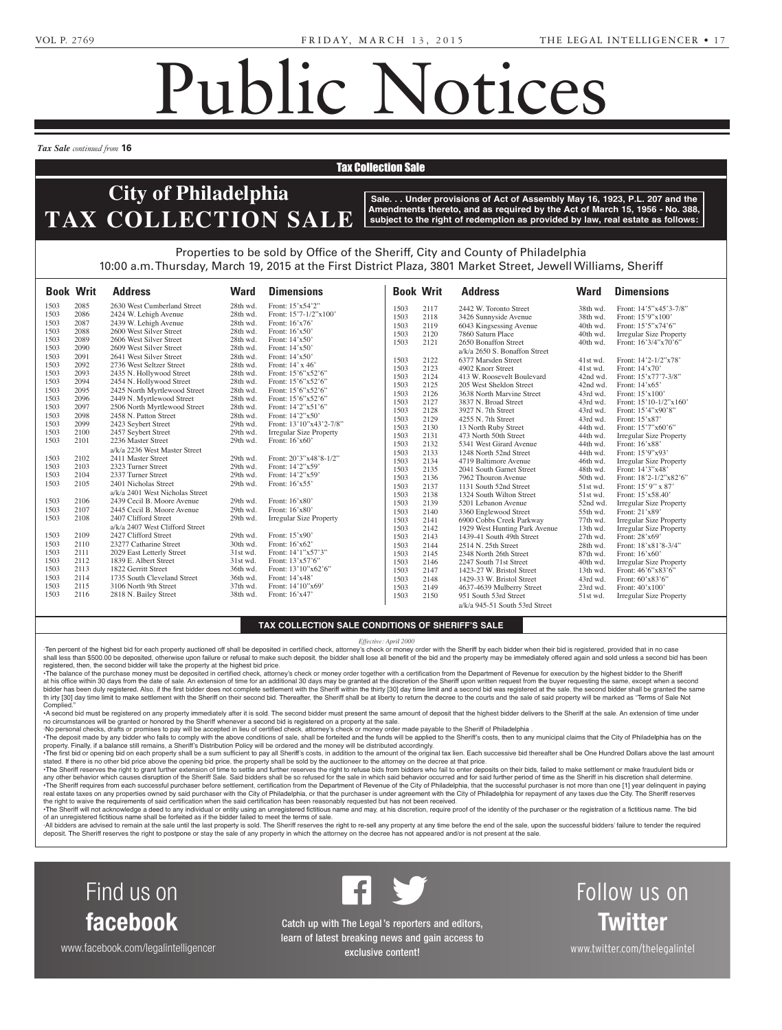# Public Notices

*Tax Sale continued from* **16**

**Tax Collection Sale**

## City of Philadelphia TAX COLLECTION SALE

**Sale. . . Under provisions of Act of Assembly May 16, 1923, P.L. 207 and the Amendments thereto, and as required by the Act of March 15, 1956 - No. 388, subject to the right of redemption as provided by law, real estate as follows:**

Properties to be sold by Office of the Sheriff, City and County of Philadelphia
10:00 a.m. Thursday, March 19, 2015 at the First District Plaza, 3801 Market Street, Jewell Williams, Sheriff

| Book | Writ | Address | Ward | Dimensions |
|---|---|---|---|---|
| 1503 | 2085 | 2630 West Cumberland Street | 28th wd. | Front: 15'x54'2" |
| 1503 | 2086 | 2424 W. Lehigh Avenue | 28th wd. | Front: 15'7-1/2"x100' |
| 1503 | 2087 | 2439 W. Lehigh Avenue | 28th wd. | Front: 16'x76' |
| 1503 | 2088 | 2600 West Silver Street | 28th wd. | Front: 16'x50' |
| 1503 | 2089 | 2606 West Silver Street | 28th wd. | Front: 14'x50' |
| 1503 | 2090 | 2609 West Silver Street | 28th wd. | Front: 14'x50' |
| 1503 | 2091 | 2641 West Silver Street | 28th wd. | Front: 14'x50' |
| 1503 | 2092 | 2736 West Seltzer Street | 28th wd. | Front: 14' x 46' |
| 1503 | 2093 | 2435 N. Hollywood Street | 28th wd. | Front: 15'6"x52'6" |
| 1503 | 2094 | 2454 N. Hollywood Street | 28th wd. | Front: 15'6"x52'6" |
| 1503 | 2095 | 2425 North Myrtlewood Street | 28th wd. | Front: 15'6"x52'6" |
| 1503 | 2096 | 2449 N. Myrtlewood Street | 28th wd. | Front: 15'6"x52'6" |
| 1503 | 2097 | 2506 North Myrtlewood Street | 28th wd. | Front: 14'2"x51'6" |
| 1503 | 2098 | 2458 N. Patton Street | 28th wd. | Front: 14'2"x50' |
| 1503 | 2099 | 2423 Seybert Street | 29th wd. | Front: 13'10"x43'2-7/8" |
| 1503 | 2100 | 2457 Seybert Street | 29th wd. | Irregular Size Property |
| 1503 | 2101 | 2236 Master Street a/k/a 2236 West Master Street | 29th wd. | Front: 16'x60' |
| 1503 | 2102 | 2411 Master Street | 29th wd. | Front: 20'3"x48'8-1/2" |
| 1503 | 2103 | 2323 Turner Street | 29th wd. | Front: 14'2"x59' |
| 1503 | 2104 | 2337 Turner Street | 29th wd. | Front: 14'2"x59' |
| 1503 | 2105 | 2401 Nicholas Street a/k/a 2401 West Nicholas Street | 29th wd. | Front: 16'x55' |
| 1503 | 2106 | 2439 Cecil B. Moore Avenue | 29th wd. | Front: 16'x80' |
| 1503 | 2107 | 2445 Cecil B. Moore Avenue | 29th wd. | Front: 16'x80' |
| 1503 | 2108 | 2407 Clifford Street a/k/a 2407 West Clifford Street | 29th wd. | Irregular Size Property |
| 1503 | 2109 | 2427 Clifford Street | 29th wd. | Front: 15'x90' |
| 1503 | 2110 | 23277 Catharine Street | 30th wd. | Front: 16'x62' |
| 1503 | 2111 | 2029 East Letterly Street | 31st wd. | Front: 14'1"x57'3" |
| 1503 | 2112 | 1839 E. Albert Street | 31st wd. | Front: 13'x57'6" |
| 1503 | 2113 | 1822 Gerritt Street | 36th wd. | Front: 13'10"x62'6" |
| 1503 | 2114 | 1735 South Cleveland Street | 36th wd. | Front: 14'x48' |
| 1503 | 2115 | 3106 North 9th Street | 37th wd. | Front: 14'10"x69' |
| 1503 | 2116 | 2818 N. Bailey Street | 38th wd. | Front: 16'x47' |
| 1503 | 2117 | 2442 W. Toronto Street | 38th wd. | Front: 14'5"x45'3-7/8" |
| 1503 | 2118 | 3426 Sunnyside Avenue | 38th wd. | Front: 15'9"x100' |
| 1503 | 2119 | 6043 Kingsessing Avenue | 40th wd. | Front: 15'5"x74'6" |
| 1503 | 2120 | 7860 Saturn Place | 40th wd. | Irregular Size Property |
| 1503 | 2121 | 2650 Bonaffon Street a/k/a 2650 S. Bonaffon Street | 40th wd. | Front: 16'3/4"x70'6" |
| 1503 | 2122 | 6377 Marsden Street | 41st wd. | Front: 14'2-1/2"x78' |
| 1503 | 2123 | 4902 Knorr Street | 41st wd. | Front: 14'x70' |
| 1503 | 2124 | 413 W. Roosevelt Boulevard | 42nd wd. | Front: 15'x77'7-3/8" |
| 1503 | 2125 | 205 West Sheldon Street | 42nd wd. | Front: 14'x65' |
| 1503 | 2126 | 3638 North Marvine Street | 43rd wd. | Front: 15'x100' |
| 1503 | 2127 | 3837 N. Broad Street | 43rd wd. | Front: 15'10-1/2"x160' |
| 1503 | 2128 | 3927 N. 7th Street | 43rd wd. | Front: 15'4"x90'8" |
| 1503 | 2129 | 4255 N. 7th Street | 43rd wd. | Front: 15'x87' |
| 1503 | 2130 | 13 North Ruby Street | 44th wd. | Front: 15'7"x60'6" |
| 1503 | 2131 | 473 North 50th Street | 44th wd. | Irregular Size Property |
| 1503 | 2132 | 5341 West Girard Avenue | 44th wd. | Front: 16'x88' |
| 1503 | 2133 | 1248 North 52nd Street | 44th wd. | Front: 15'9"x93' |
| 1503 | 2134 | 4719 Baltimore Avenue | 46th wd. | Irregular Size Property |
| 1503 | 2135 | 2041 South Garnet Street | 48th wd. | Front: 14'3"x48' |
| 1503 | 2136 | 7962 Thouron Avenue | 50th wd. | Front: 18'2-1/2"x82'6" |
| 1503 | 2137 | 1131 South 52nd Street | 51st wd. | Front: 15' 9" x 87' |
| 1503 | 2138 | 1324 South Wilton Street | 51st wd. | Front: 15'x58.40' |
| 1503 | 2139 | 5201 Lebanon Avenue | 52nd wd. | Irregular Size Property |
| 1503 | 2140 | 3360 Englewood Street | 55th wd. | Front: 21'x89' |
| 1503 | 2141 | 6900 Cobbs Creek Parkway | 77th wd. | Irregular Size Property |
| 1503 | 2142 | 1929 West Hunting Park Avenue | 13th wd. | Irregular Size Property |
| 1503 | 2143 | 1439-41 South 49th Street | 27th wd. | Front: 28'x69' |
| 1503 | 2144 | 2514 N. 25th Street | 28th wd. | Front: 18'x81'8-3/4" |
| 1503 | 2145 | 2348 North 26th Street | 87th wd. | Front: 16'x60' |
| 1503 | 2146 | 2247 South 71st Street | 40th wd. | Irregular Size Property |
| 1503 | 2147 | 1423-27 W. Bristol Street | 13th wd. | Front: 46'6"x83'6" |
| 1503 | 2148 | 1429-33 W. Bristol Street | 43rd wd. | Front: 60'x83'6" |
| 1503 | 2149 | 4637-4639 Mulberry Street | 23rd wd. | Front: 40'x100' |
| 1503 | 2150 | 951 South 53rd Street a/k/a 945-51 South 53rd Street | 51st wd. | Irregular Size Property |

### TAX COLLECTION SALE CONDITIONS OF SHERIFF'S SALE

*Effective: April 2000*

·Ten percent of the highest bid for each property auctioned off shall be deposited in certified check, attorney's check or money order with the Sheriff by each bidder when their bid is registered, provided that in no case shall less than $500.00 be deposited, otherwise upon failure or refusal to make such deposit, the bidder shall lose all benefit of the bid and the property may be immediately offered again and sold unless a second bid has been registered, then, the second bidder will take the property at the highest bid price.

•The balance of the purchase money must be deposited in certified check, attorney's check or money order together with a certification from the Department of Revenue for execution by the highest bidder to the Sheriff at his office within 30 days from the date of sale. An extension of time for an additional 30 days may be granted at the discretion of the Sheriff upon written request from the buyer requesting the same, except when a second bidder has been duly registered. Also, if the first bidder does not complete settlement with the Sheriff within the thirty [30] day time limit and a second bid was registered at the sale, the second bidder shall be granted the same th irty [30] day time limit to make settlement with the Sheriff on their second bid. Thereafter, the Sheriff shall be at liberty to return the decree to the courts and the sale of said property will be marked as "Terms of Sale Not Complied."

•A second bid must be registered on any property immediately after it is sold. The second bidder must present the same amount of deposit that the highest bidder delivers to the Sheriff at the sale. An extension of time under no circumstances will be granted or honored by the Sheriff whenever a second bid is registered on a property at the sale.

·No personal checks, drafts or promises to pay will be accepted in lieu of certified check, attorney's check or money order made payable to the Sheriff of Philadelphia .

•The deposit made by any bidder who fails to comply with the above conditions of sale, shall be forteited and the funds will be applied to the Sheriff's costs, then to any municipal claims that the City of Philadelphia has on the property. Finally, if a balance still remains, a Sheriff's Distribution Policy will be ordered and the money will be distributed accordingly.

•The first bid or opening bid on each property shall be a sum sufficient to pay all Sheriff's costs, in addition to the amount of the original tax lien. Each successive bid thereafter shall be One Hundred Dollars above the last amount stated. If there is no other bid price above the opening bid price, the property shall be sold by the auctioneer to the attorney on the decree at that price.

•The Sheriff reserves the right to grant further extension of time to settle and further reserves the right to refuse bids from bidders who fail to enter deposits on their bids, failed to make settlement or make fraudulent bids or any other behavior which causes disruption of the Sheriff Sale. Said bidders shall be so refused for the sale in which said behavior occurred and for said further period of time as the Sheriff in his discretion shall determine.

•The Sheriff requires from each successful purchaser before settlement, certification from the Department of Revenue of the City of Philadelphia, that the successful purchaser is not more than one [1] year delinquent in paying real estate taxes on any properties owned by said purchaser with the City of Philadelphia, or that the purchaser is under agreement with the City of Philadelphia for repayment of any taxes due the City. The Sheriff reserves the right to waive the requirements of said certification when the said certification has been reasonably requested but has not been received.

•The Sheriff will not acknowledge a deed to any individual or entity using an unregistered fictitious name and may, at his discretion, require proof of the identity of the purchaser or the registration of a fictitious name. The bid of an unregistered fictitious name shall be forfeited as if the bidder failed to meet the terms of sale.

·All bidders are advised to remain at the sale until the last property is sold. The Sheriff reserves the right to re-sell any property at any time before the end of the sale, upon the successful bidders' failure to tender the required deposit. The Sheriff reserves the right to postpone or stay the sale of any property in which the attorney on the decree has not appeared and/or is not present at the sale.

Find us on **facebook**
www.facebook.com/legalintelligencer

Catch up with The Legal's reporters and editors, learn of latest breaking news and gain access to exclusive content!

Follow us on **Twitter**
www.twitter.com/thelegalintel